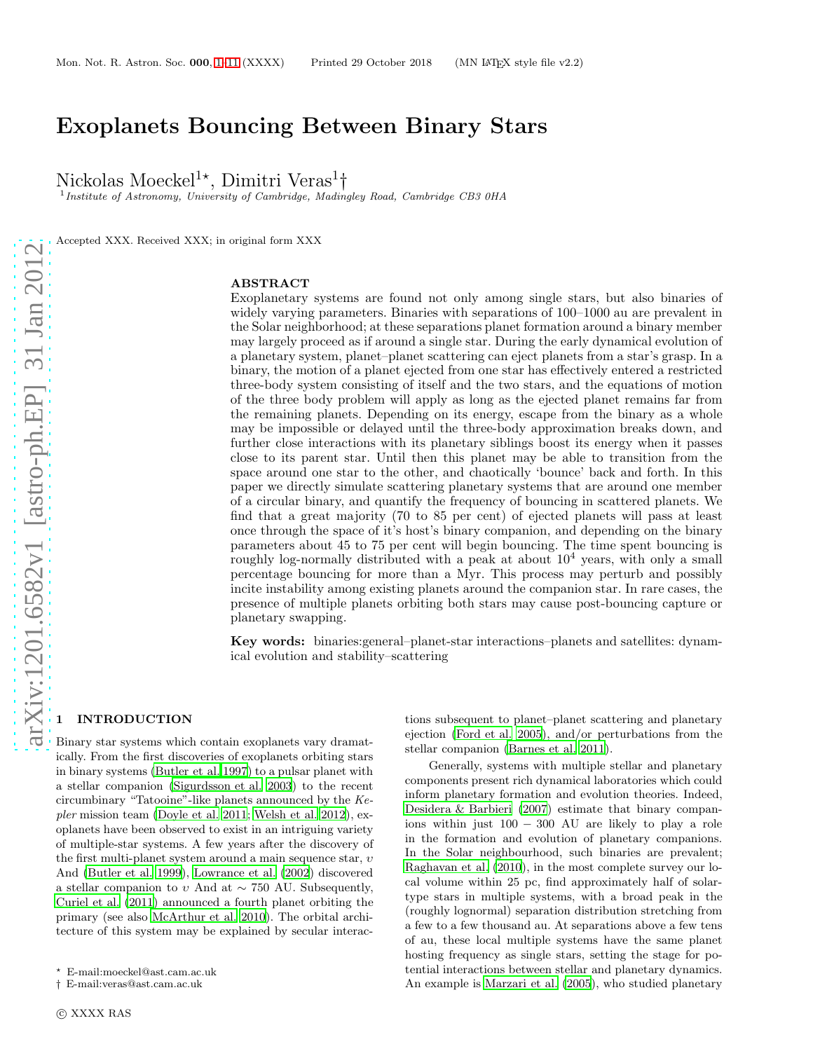# Exoplanets Bouncing Between Binary Stars

Nickolas Moeckel[1⋆], Dimitri Veras[1†]

[1] *Institute of Astronomy, University of Cambridge, Madingley Road, Cambridge CB3 0HA*

Accepted XXX. Received XXX; in original form XXX

## ABSTRACT

Exoplanetary systems are found not only among single stars, but also binaries of widely varying parameters. Binaries with separations of 100–1000 au are prevalent in the Solar neighborhood; at these separations planet formation around a binary member may largely proceed as if around a single star. During the early dynamical evolution of a planetary system, planet–planet scattering can eject planets from a star's grasp. In a binary, the motion of a planet ejected from one star has effectively entered a restricted three-body system consisting of itself and the two stars, and the equations of motion of the three body problem will apply as long as the ejected planet remains far from the remaining planets. Depending on its energy, escape from the binary as a whole may be impossible or delayed until the three-body approximation breaks down, and further close interactions with its planetary siblings boost its energy when it passes close to its parent star. Until then this planet may be able to transition from the space around one star to the other, and chaotically 'bounce' back and forth. In this paper we directly simulate scattering planetary systems that are around one member of a circular binary, and quantify the frequency of bouncing in scattered planets. We find that a great majority (70 to 85 per cent) of ejected planets will pass at least once through the space of it's host's binary companion, and depending on the binary parameters about 45 to 75 per cent will begin bouncing. The time spent bouncing is roughly log-normally distributed with a peak at about $10^4$ years, with only a small percentage bouncing for more than a Myr. This process may perturb and possibly incite instability among existing planets around the companion star. In rare cases, the presence of multiple planets orbiting both stars may cause post-bouncing capture or planetary swapping.

**Key words:** binaries:general–planet-star interactions–planets and satellites: dynamical evolution and stability–scattering

## 1 INTRODUCTION

Binary star systems which contain exoplanets vary dramatically. From the first discoveries of exoplanets orbiting stars in binary systems (Butler et al. 1997) to a pulsar planet with a stellar companion (Sigurdsson et al. 2003) to the recent circumbinary "Tatooine"-like planets announced by the *Kepler* mission team (Doyle et al. 2011; Welsh et al. 2012), exoplanets have been observed to exist in an intriguing variety of multiple-star systems. A few years after the discovery of the first multi-planet system around a main sequence star, $\upsilon$ And (Butler et al. 1999), Lowrance et al. (2002) discovered a stellar companion to $\upsilon$ And at $\sim$ 750 AU. Subsequently, Curiel et al. (2011) announced a fourth planet orbiting the primary (see also McArthur et al. 2010). The orbital architecture of this system may be explained by secular interactions subsequent to planet–planet scattering and planetary ejection (Ford et al. 2005), and/or perturbations from the stellar companion (Barnes et al. 2011).

Generally, systems with multiple stellar and planetary components present rich dynamical laboratories which could inform planetary formation and evolution theories. Indeed, Desidera & Barbieri (2007) estimate that binary companions within just $100-300$ AU are likely to play a role in the formation and evolution of planetary companions. In the Solar neighbourhood, such binaries are prevalent; Raghavan et al. (2010), in the most complete survey our local volume within 25 pc, find approximately half of solar-type stars in multiple systems, with a broad peak in the (roughly lognormal) separation distribution stretching from a few to a few thousand au. At separations above a few tens of au, these local multiple systems have the same planet hosting frequency as single stars, setting the stage for potential interactions between stellar and planetary dynamics. An example is Marzari et al. (2005), who studied planetary

⋆ E-mail:moeckel@ast.cam.ac.uk

† E-mail:veras@ast.cam.ac.uk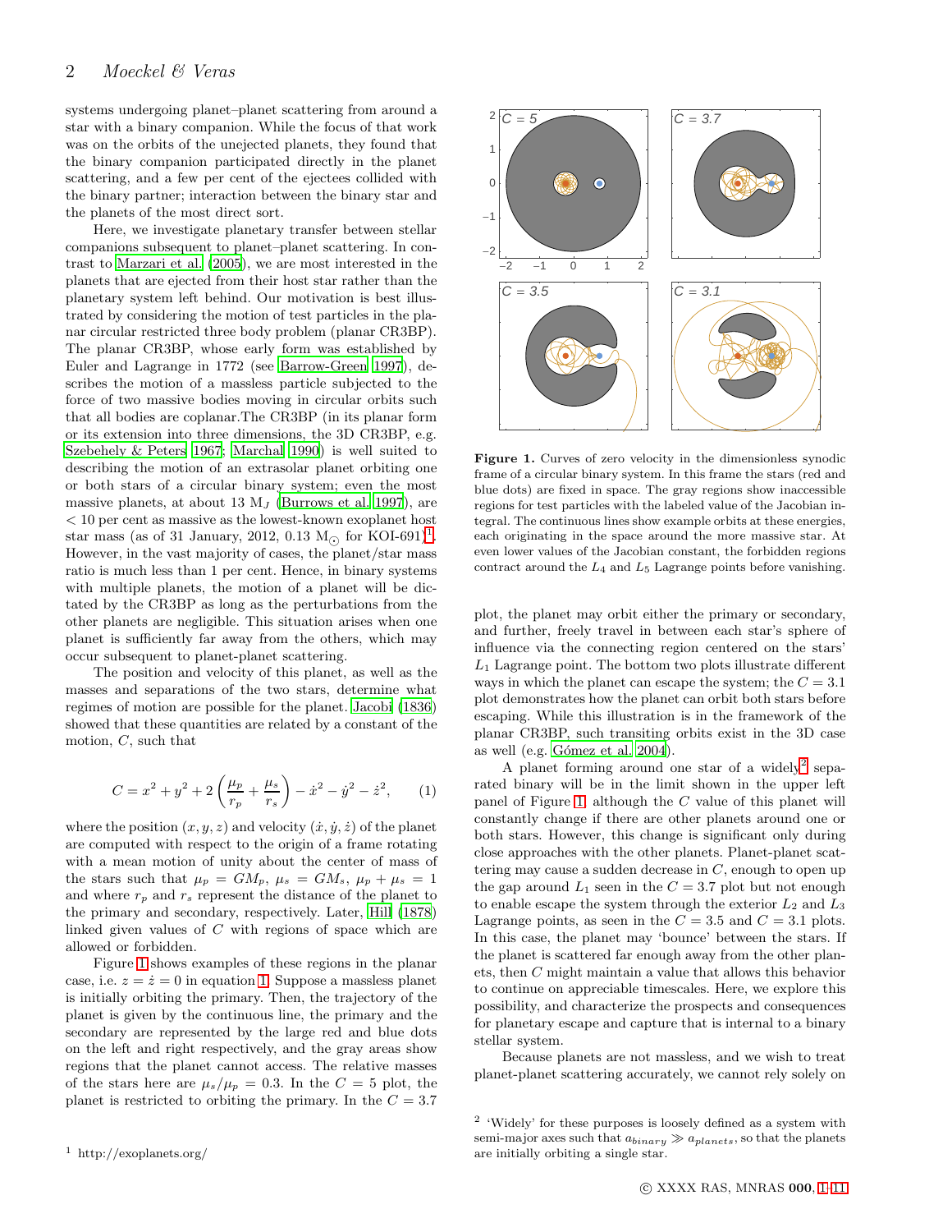systems undergoing planet–planet scattering from around a star with a binary companion. While the focus of that work was on the orbits of the unejected planets, they found that the binary companion participated directly in the planet scattering, and a few per cent of the ejectees collided with the binary partner; interaction between the binary star and the planets of the most direct sort.

Here, we investigate planetary transfer between stellar companions subsequent to planet–planet scattering. In contrast to Marzari et al. (2005), we are most interested in the planets that are ejected from their host star rather than the planetary system left behind. Our motivation is best illustrated by considering the motion of test particles in the planar circular restricted three body problem (planar CR3BP). The planar CR3BP, whose early form was established by Euler and Lagrange in 1772 (see Barrow-Green 1997), describes the motion of a massless particle subjected to the force of two massive bodies moving in circular orbits such that all bodies are coplanar.The CR3BP (in its planar form or its extension into three dimensions, the 3D CR3BP, e.g. Szebehely & Peters 1967; Marchal 1990) is well suited to describing the motion of an extrasolar planet orbiting one or both stars of a circular binary system; even the most massive planets, at about 13 $M_J$ (Burrows et al. 1997), are $< 10$ per cent as massive as the lowest-known exoplanet host star mass (as of 31 January, 2012, 0.13 $M_{\odot}$ for KOI-691)[1]. However, in the vast majority of cases, the planet/star mass ratio is much less than 1 per cent. Hence, in binary systems with multiple planets, the motion of a planet will be dictated by the CR3BP as long as the perturbations from the other planets are negligible. This situation arises when one planet is sufficiently far away from the others, which may occur subsequent to planet-planet scattering.

The position and velocity of this planet, as well as the masses and separations of the two stars, determine what regimes of motion are possible for the planet. Jacobi (1836) showed that these quantities are related by a constant of the motion, $C$, such that

$$C = x^2 + y^2 + 2\left(\frac{\mu_p}{r_p} + \frac{\mu_s}{r_s}\right) - \dot{x}^2 - \dot{y}^2 - \dot{z}^2, \qquad (1)$$

where the position $(x, y, z)$ and velocity $(\dot{x}, \dot{y}, \dot{z})$ of the planet are computed with respect to the origin of a frame rotating with a mean motion of unity about the center of mass of the stars such that $\mu_p = GM_p$, $\mu_s = GM_s$, $\mu_p + \mu_s = 1$ and where $r_p$ and $r_s$ represent the distance of the planet to the primary and secondary, respectively. Later, Hill (1878) linked given values of $C$ with regions of space which are allowed or forbidden.

Figure 1 shows examples of these regions in the planar case, i.e. $z = \dot{z} = 0$ in equation 1. Suppose a massless planet is initially orbiting the primary. Then, the trajectory of the planet is given by the continuous line, the primary and the secondary are represented by the large red and blue dots on the left and right respectively, and the gray areas show regions that the planet cannot access. The relative masses of the stars here are $\mu_s/\mu_p = 0.3$. In the $C = 5$ plot, the planet is restricted to orbiting the primary. In the $C = 3.7$ plot, the planet may orbit either the primary or secondary, and further, freely travel in between each star's sphere of influence via the connecting region centered on the stars' $L_1$ Lagrange point. The bottom two plots illustrate different ways in which the planet can escape the system; the $C = 3.1$ plot demonstrates how the planet can orbit both stars before escaping. While this illustration is in the framework of the planar CR3BP, such transiting orbits exist in the 3D case as well (e.g. Gómez et al. 2004).

**Figure 1.** Curves of zero velocity in the dimensionless synodic frame of a circular binary system. In this frame the stars (red and blue dots) are fixed in space. The gray regions show inaccessible regions for test particles with the labeled value of the Jacobian integral. The continuous lines show example orbits at these energies, each originating in the space around the more massive star. At even lower values of the Jacobian constant, the forbidden regions contract around the $L_4$ and $L_5$ Lagrange points before vanishing.

A planet forming around one star of a widely[2] separated binary will be in the limit shown in the upper left panel of Figure 1, although the $C$ value of this planet will constantly change if there are other planets around one or both stars. However, this change is significant only during close approaches with the other planets. Planet-planet scattering may cause a sudden decrease in $C$, enough to open up the gap around $L_1$ seen in the $C = 3.7$ plot but not enough to enable escape the system through the exterior $L_2$ and $L_3$ Lagrange points, as seen in the $C = 3.5$ and $C = 3.1$ plots. In this case, the planet may 'bounce' between the stars. If the planet is scattered far enough away from the other planets, then $C$ might maintain a value that allows this behavior to continue on appreciable timescales. Here, we explore this possibility, and characterize the prospects and consequences for planetary escape and capture that is internal to a binary stellar system.

Because planets are not massless, and we wish to treat planet-planet scattering accurately, we cannot rely solely on

[1] http://exoplanets.org/

[2] 'Widely' for these purposes is loosely defined as a system with semi-major axes such that $a_{binary} \gg a_{planets}$, so that the planets are initially orbiting a single star.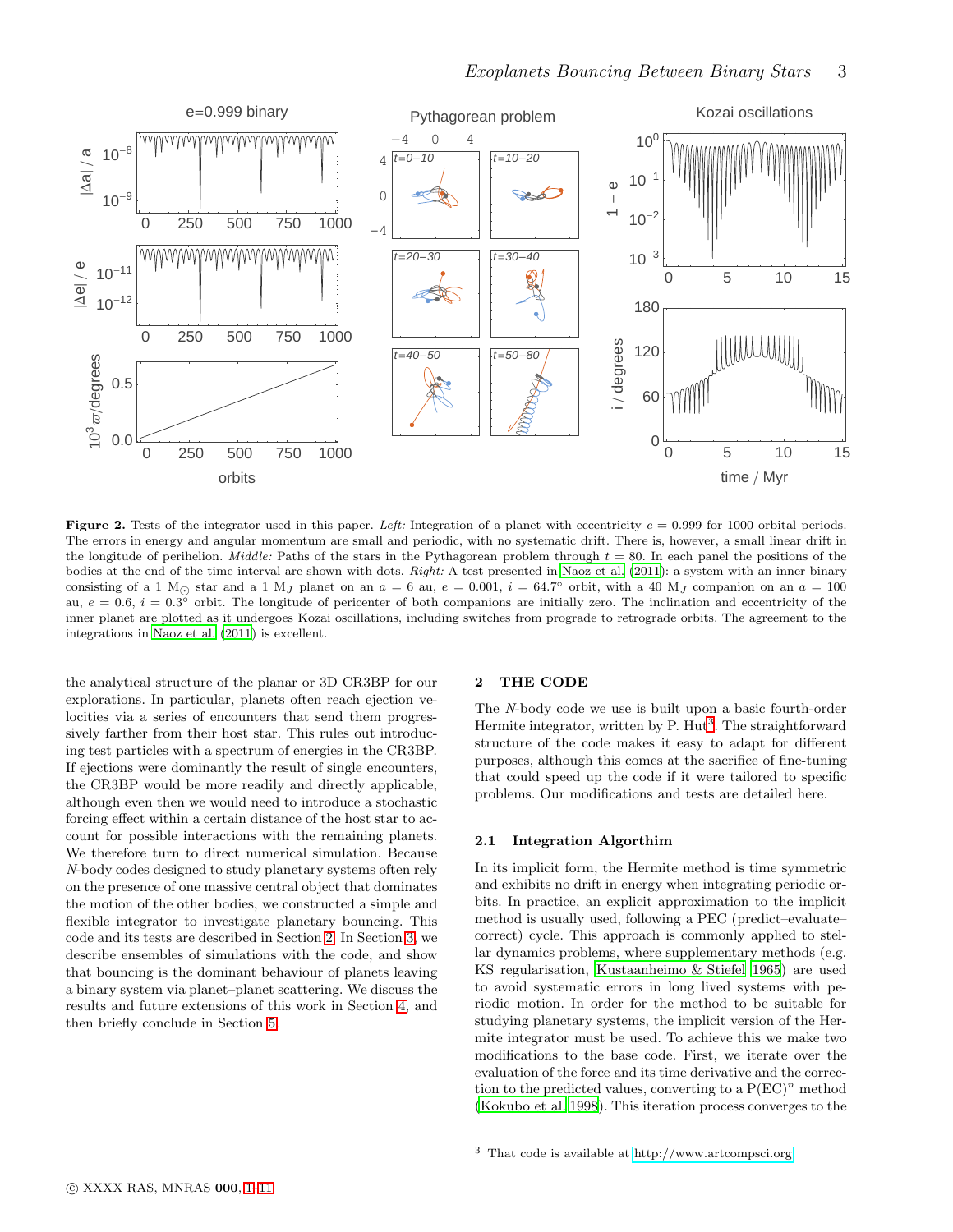**Figure 2.** Tests of the integrator used in this paper. *Left:* Integration of a planet with eccentricity $e = 0.999$ for 1000 orbital periods. The errors in energy and angular momentum are small and periodic, with no systematic drift. There is, however, a small linear drift in the longitude of perihelion. *Middle:* Paths of the stars in the Pythagorean problem through $t = 80$. In each panel the positions of the bodies at the end of the time interval are shown with dots. *Right:* A test presented in Naoz et al. (2011): a system with an inner binary consisting of a 1 $M_\odot$ star and a 1 $M_J$ planet on an $a = 6$ au, $e = 0.001$, $i = 64.7°$ orbit, with a 40 $M_J$ companion on an $a = 100$ au, $e = 0.6$, $i = 0.3°$ orbit. The longitude of pericenter of both companions are initially zero. The inclination and eccentricity of the inner planet are plotted as it undergoes Kozai oscillations, including switches from prograde to retrograde orbits. The agreement to the integrations in Naoz et al. (2011) is excellent.

the analytical structure of the planar or 3D CR3BP for our explorations. In particular, planets often reach ejection velocities via a series of encounters that send them progressively farther from their host star. This rules out introducing test particles with a spectrum of energies in the CR3BP. If ejections were dominantly the result of single encounters, the CR3BP would be more readily and directly applicable, although even then we would need to introduce a stochastic forcing effect within a certain distance of the host star to account for possible interactions with the remaining planets. We therefore turn to direct numerical simulation. Because $N$-body codes designed to study planetary systems often rely on the presence of one massive central object that dominates the motion of the other bodies, we constructed a simple and flexible integrator to investigate planetary bouncing. This code and its tests are described in Section 2. In Section 3, we describe ensembles of simulations with the code, and show that bouncing is the dominant behaviour of planets leaving a binary system via planet–planet scattering. We discuss the results and future extensions of this work in Section 4, and then briefly conclude in Section 5.

## 2 THE CODE

The $N$-body code we use is built upon a basic fourth-order Hermite integrator, written by P. Hut[3]. The straightforward structure of the code makes it easy to adapt for different purposes, although this comes at the sacrifice of fine-tuning that could speed up the code if it were tailored to specific problems. Our modifications and tests are detailed here.

### 2.1 Integration Algorthim

In its implicit form, the Hermite method is time symmetric and exhibits no drift in energy when integrating periodic orbits. In practice, an explicit approximation to the implicit method is usually used, following a PEC (predict–evaluate–correct) cycle. This approach is commonly applied to stellar dynamics problems, where supplementary methods (e.g. KS regularisation, Kustaanheimo & Stiefel 1965) are used to avoid systematic errors in long lived systems with periodic motion. In order for the method to be suitable for studying planetary systems, the implicit version of the Hermite integrator must be used. To achieve this we make two modifications to the base code. First, we iterate over the evaluation of the force and its time derivative and the correction to the predicted values, converting to a P(EC)$^n$ method (Kokubo et al. 1998). This iteration process converges to the

[3] That code is available at http://www.artcompsci.org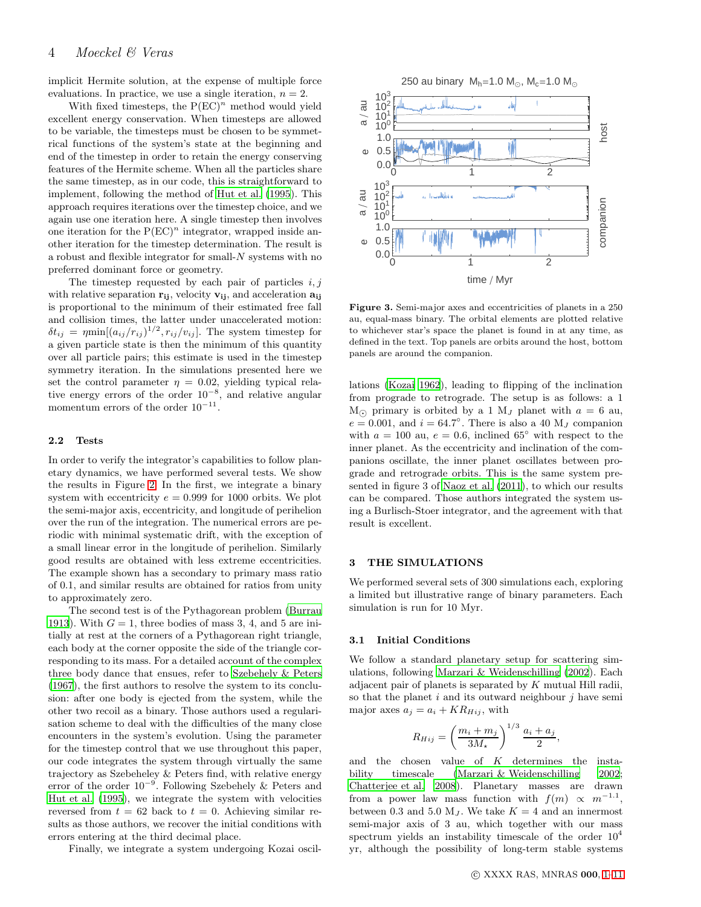implicit Hermite solution, at the expense of multiple force evaluations. In practice, we use a single iteration, $n = 2$.

With fixed timesteps, the P(EC)$^n$ method would yield excellent energy conservation. When timesteps are allowed to be variable, the timesteps must be chosen to be symmetrical functions of the system's state at the beginning and end of the timestep in order to retain the energy conserving features of the Hermite scheme. When all the particles share the same timestep, as in our code, this is straightforward to implement, following the method of Hut et al. (1995). This approach requires iterations over the timestep choice, and we again use one iteration here. A single timestep then involves one iteration for the P(EC)$^n$ integrator, wrapped inside another iteration for the timestep determination. The result is a robust and flexible integrator for small-$N$ systems with no preferred dominant force or geometry.

The timestep requested by each pair of particles $i, j$ with relative separation $\mathbf{r_{ij}}$, velocity $\mathbf{v_{ij}}$, and acceleration $\mathbf{a_{ij}}$ is proportional to the minimum of their estimated free fall and collision times, the latter under unaccelerated motion: $\delta t_{ij} = \eta \min[(a_{ij}/r_{ij})^{1/2}, r_{ij}/v_{ij}]$. The system timestep for a given particle state is then the minimum of this quantity over all particle pairs; this estimate is used in the timestep symmetry iteration. In the simulations presented here we set the control parameter $\eta = 0.02$, yielding typical relative energy errors of the order $10^{-8}$, and relative angular momentum errors of the order $10^{-11}$.

### 2.2 Tests

In order to verify the integrator's capabilities to follow planetary dynamics, we have performed several tests. We show the results in Figure 2. In the first, we integrate a binary system with eccentricity $e = 0.999$ for 1000 orbits. We plot the semi-major axis, eccentricity, and longitude of perihelion over the run of the integration. The numerical errors are periodic with minimal systematic drift, with the exception of a small linear error in the longitude of perihelion. Similarly good results are obtained with less extreme eccentricities. The example shown has a secondary to primary mass ratio of 0.1, and similar results are obtained for ratios from unity to approximately zero.

The second test is of the Pythagorean problem (Burrau 1913). With $G = 1$, three bodies of mass 3, 4, and 5 are initially at rest at the corners of a Pythagorean right triangle, each body at the corner opposite the side of the triangle corresponding to its mass. For a detailed account of the complex three body dance that ensues, refer to Szebehely & Peters (1967), the first authors to resolve the system to its conclusion: after one body is ejected from the system, while the other two recoil as a binary. Those authors used a regularisation scheme to deal with the difficulties of the many close encounters in the system's evolution. Using the parameter for the timestep control that we use throughout this paper, our code integrates the system through virtually the same trajectory as Szebeheley & Peters find, with relative energy error of the order $10^{-9}$. Following Szebehely & Peters and Hut et al. (1995), we integrate the system with velocities reversed from $t = 62$ back to $t = 0$. Achieving similar results as those authors, we recover the initial conditions with errors entering at the third decimal place.

Finally, we integrate a system undergoing Kozai oscillations (Kozai 1962), leading to flipping of the inclination from prograde to retrograde. The setup is as follows: a 1 $M_\odot$ primary is orbited by a 1 $M_J$ planet with $a = 6$ au, $e = 0.001$, and $i = 64.7°$. There is also a 40 $M_J$ companion with $a = 100$ au, $e = 0.6$, inclined 65° with respect to the inner planet. As the eccentricity and inclination of the companions oscillate, the inner planet oscillates between prograde and retrograde orbits. This is the same system presented in figure 3 of Naoz et al. (2011), to which our results can be compared. Those authors integrated the system using a Burlisch-Stoer integrator, and the agreement with that result is excellent.

**Figure 3.** Semi-major axes and eccentricities of planets in a 250 au, equal-mass binary. The orbital elements are plotted relative to whichever star's space the planet is found in at any time, as defined in the text. Top panels are orbits around the host, bottom panels are around the companion.

## 3 THE SIMULATIONS

We performed several sets of 300 simulations each, exploring a limited but illustrative range of binary parameters. Each simulation is run for 10 Myr.

### 3.1 Initial Conditions

We follow a standard planetary setup for scattering simulations, following Marzari & Weidenschilling (2002). Each adjacent pair of planets is separated by $K$ mutual Hill radii, so that the planet $i$ and its outward neighbour $j$ have semi major axes $a_j = a_i + K R_{Hij}$, with

$$R_{Hij} = \left(\frac{m_i + m_j}{3M_\star}\right)^{1/3} \frac{a_i + a_j}{2},$$

and the chosen value of $K$ determines the instability timescale (Marzari & Weidenschilling 2002; Chatterjee et al. 2008). Planetary masses are drawn from a power law mass function with $f(m) \propto m^{-1.1}$, between 0.3 and 5.0 $M_J$. We take $K = 4$ and an innermost semi-major axis of 3 au, which together with our mass spectrum yields an instability timescale of the order $10^4$ yr, although the possibility of long-term stable systems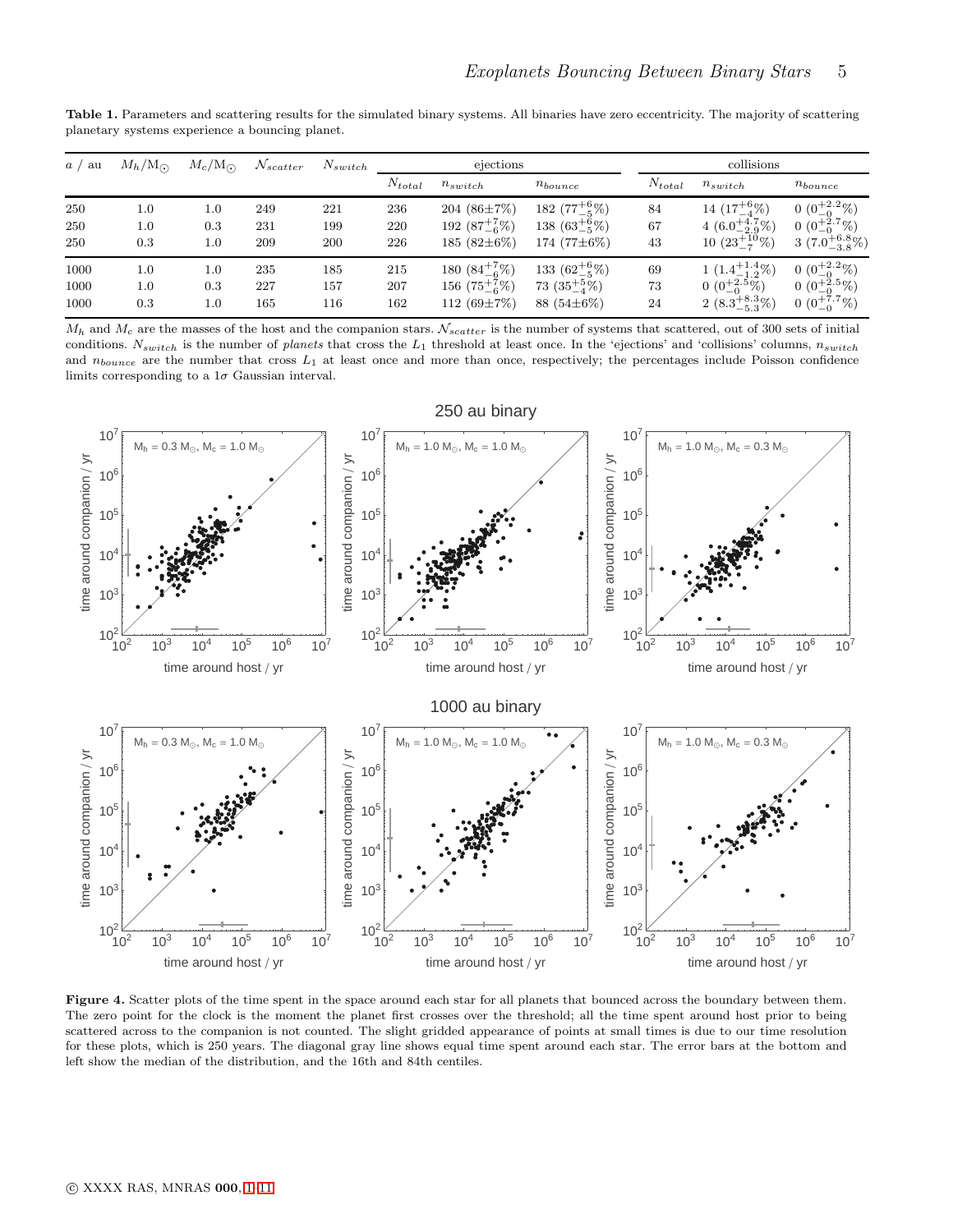**Table 1.** Parameters and scattering results for the simulated binary systems. All binaries have zero eccentricity. The majority of scattering planetary systems experience a bouncing planet.

| $a$ / au | $M_h$/M$_\odot$ | $M_c$/M$_\odot$ | $\mathcal{N}_{scatter}$ | $N_{switch}$ | ejections | | | collisions | | |
|---|---|---|---|---|---|---|---|---|---|---|
| | | | | | $N_{total}$ | $n_{switch}$ | $n_{bounce}$ | $N_{total}$ | $n_{switch}$ | $n_{bounce}$ |
| 250 | 1.0 | 1.0 | 249 | 221 | 236 | 204 (86±7%) | 182 ($77^{+6}_{-5}$%) | 84 | 14 ($17^{+6}_{-4}$%) | 0 ($0^{+2.2}_{-0}$%) |
| 250 | 1.0 | 0.3 | 231 | 199 | 220 | 192 ($87^{+7}_{-6}$%) | 138 ($63^{+6}_{-5}$%) | 67 | 4 ($6.0^{+4.7}_{-2.9}$%) | 0 ($0^{+2.7}_{-0}$%) |
| 250 | 0.3 | 1.0 | 209 | 200 | 226 | 185 (82±6%) | 174 (77±6%) | 43 | 10 ($23^{+10}_{-7}$%) | 3 ($7.0^{+6.8}_{-3.8}$%) |
| 1000 | 1.0 | 1.0 | 235 | 185 | 215 | 180 ($84^{+7}_{-6}$%) | 133 ($62^{+6}_{-5}$%) | 69 | 1 ($1.4^{+1.4}_{-1.2}$%) | 0 ($0^{+2.2}_{-0}$%) |
| 1000 | 1.0 | 0.3 | 227 | 157 | 207 | 156 ($75^{+7}_{-6}$%) | 73 ($35^{+5}_{-4}$%) | 73 | 0 ($0^{+2.5}_{-0}$%) | 0 ($0^{+2.5}_{-0}$%) |
| 1000 | 0.3 | 1.0 | 165 | 116 | 162 | 112 (69±7%) | 88 (54±6%) | 24 | 2 ($8.3^{+8.3}_{-5.3}$%) | 0 ($0^{+7.7}_{-0}$%) |

$M_h$ and $M_c$ are the masses of the host and the companion stars. $\mathcal{N}_{scatter}$ is the number of systems that scattered, out of 300 sets of initial conditions. $N_{switch}$ is the number of *planets* that cross the $L_1$ threshold at least once. In the 'ejections' and 'collisions' columns, $n_{switch}$ and $n_{bounce}$ are the number that cross $L_1$ at least once and more than once, respectively; the percentages include Poisson confidence limits corresponding to a 1$\sigma$ Gaussian interval.

**Figure 4.** Scatter plots of the time spent in the space around each star for all planets that bounced across the boundary between them. The zero point for the clock is the moment the planet first crosses over the threshold; all the time spent around host prior to being scattered across to the companion is not counted. The slight gridded appearance of points at small times is due to our time resolution for these plots, which is 250 years. The diagonal gray line shows equal time spent around each star. The error bars at the bottom and left show the median of the distribution, and the 16th and 84th centiles.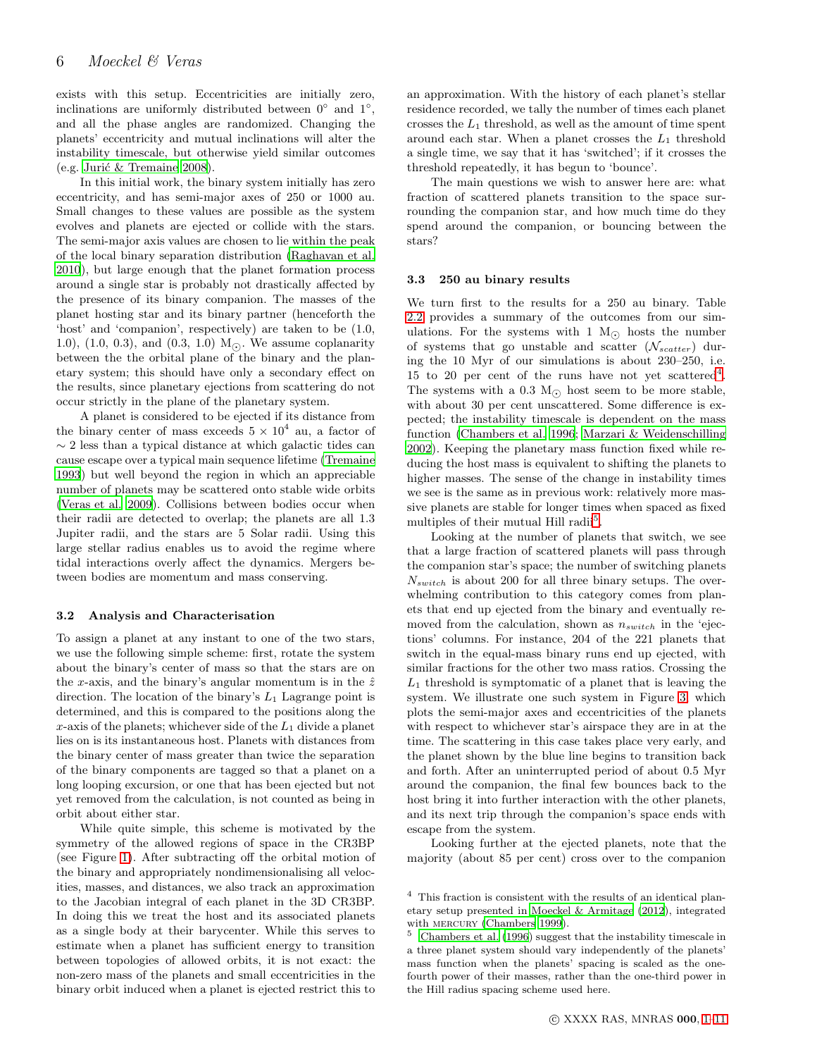exists with this setup. Eccentricities are initially zero, inclinations are uniformly distributed between 0° and 1°, and all the phase angles are randomized. Changing the planets' eccentricity and mutual inclinations will alter the instability timescale, but otherwise yield similar outcomes (e.g. Jurić & Tremaine 2008).

In this initial work, the binary system initially has zero eccentricity, and has semi-major axes of 250 or 1000 au. Small changes to these values are possible as the system evolves and planets are ejected or collide with the stars. The semi-major axis values are chosen to lie within the peak of the local binary separation distribution (Raghavan et al. 2010), but large enough that the planet formation process around a single star is probably not drastically affected by the presence of its binary companion. The masses of the planet hosting star and its binary partner (henceforth the 'host' and 'companion', respectively) are taken to be (1.0, 1.0), (1.0, 0.3), and (0.3, 1.0) $M_\odot$. We assume coplanarity between the the orbital plane of the binary and the planetary system; this should have only a secondary effect on the results, since planetary ejections from scattering do not occur strictly in the plane of the planetary system.

A planet is considered to be ejected if its distance from the binary center of mass exceeds $5 \times 10^4$ au, a factor of $\sim 2$ less than a typical distance at which galactic tides can cause escape over a typical main sequence lifetime (Tremaine 1993) but well beyond the region in which an appreciable number of planets may be scattered onto stable wide orbits (Veras et al. 2009). Collisions between bodies occur when their radii are detected to overlap; the planets are all 1.3 Jupiter radii, and the stars are 5 Solar radii. Using this large stellar radius enables us to avoid the regime where tidal interactions overly affect the dynamics. Mergers between bodies are momentum and mass conserving.

### 3.2 Analysis and Characterisation

To assign a planet at any instant to one of the two stars, we use the following simple scheme: first, rotate the system about the binary's center of mass so that the stars are on the $x$-axis, and the binary's angular momentum is in the $\hat{z}$ direction. The location of the binary's $L_1$ Lagrange point is determined, and this is compared to the positions along the $x$-axis of the planets; whichever side of the $L_1$ divide a planet lies on is its instantaneous host. Planets with distances from the binary center of mass greater than twice the separation of the binary components are tagged so that a planet on a long looping excursion, or one that has been ejected but not yet removed from the calculation, is not counted as being in orbit about either star.

While quite simple, this scheme is motivated by the symmetry of the allowed regions of space in the CR3BP (see Figure 1). After subtracting off the orbital motion of the binary and appropriately nondimensionalising all velocities, masses, and distances, we also track an approximation to the Jacobian integral of each planet in the 3D CR3BP. In doing this we treat the host and its associated planets as a single body at their barycenter. While this serves to estimate when a planet has sufficient energy to transition between topologies of allowed orbits, it is not exact: the non-zero mass of the planets and small eccentricities in the binary orbit induced when a planet is ejected restrict this to an approximation. With the history of each planet's stellar residence recorded, we tally the number of times each planet crosses the $L_1$ threshold, as well as the amount of time spent around each star. When a planet crosses the $L_1$ threshold a single time, we say that it has 'switched'; if it crosses the threshold repeatedly, it has begun to 'bounce'.

The main questions we wish to answer here are: what fraction of scattered planets transition to the space surrounding the companion star, and how much time do they spend around the companion, or bouncing between the stars?

### 3.3 250 au binary results

We turn first to the results for a 250 au binary. Table 2.2 provides a summary of the outcomes from our simulations. For the systems with 1 $M_\odot$ hosts the number of systems that go unstable and scatter ($\mathcal{N}_{scatter}$) during the 10 Myr of our simulations is about 230–250, i.e. 15 to 20 per cent of the runs have not yet scattered[4]. The systems with a 0.3 $M_\odot$ host seem to be more stable, with about 30 per cent unscattered. Some difference is expected; the instability timescale is dependent on the mass function (Chambers et al. 1996; Marzari & Weidenschilling 2002). Keeping the planetary mass function fixed while reducing the host mass is equivalent to shifting the planets to higher masses. The sense of the change in instability times we see is the same as in previous work: relatively more massive planets are stable for longer times when spaced as fixed multiples of their mutual Hill radii[5].

Looking at the number of planets that switch, we see that a large fraction of scattered planets will pass through the companion star's space; the number of switching planets $N_{switch}$ is about 200 for all three binary setups. The overwhelming contribution to this category comes from planets that end up ejected from the binary and eventually removed from the calculation, shown as $n_{switch}$ in the 'ejections' columns. For instance, 204 of the 221 planets that switch in the equal-mass binary runs end up ejected, with similar fractions for the other two mass ratios. Crossing the $L_1$ threshold is symptomatic of a planet that is leaving the system. We illustrate one such system in Figure 3, which plots the semi-major axes and eccentricities of the planets with respect to whichever star's airspace they are in at the time. The scattering in this case takes place very early, and the planet shown by the blue line begins to transition back and forth. After an uninterrupted period of about 0.5 Myr around the companion, the final few bounces back to the host bring it into further interaction with the other planets, and its next trip through the companion's space ends with escape from the system.

Looking further at the ejected planets, note that the majority (about 85 per cent) cross over to the companion

---

[4] This fraction is consistent with the results of an identical planetary setup presented in Moeckel & Armitage (2012), integrated with MERCURY (Chambers 1999).

[5] Chambers et al. (1996) suggest that the instability timescale in a three planet system should vary independently of the planets' mass function when the planets' spacing is scaled as the one-fourth power of their masses, rather than the one-third power in the Hill radius spacing scheme used here.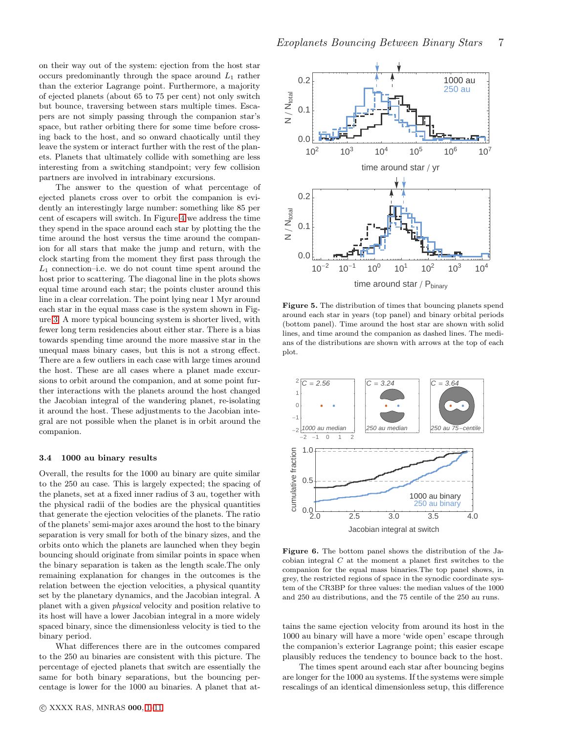on their way out of the system: ejection from the host star occurs predominantly through the space around $L_1$ rather than the exterior Lagrange point. Furthermore, a majority of ejected planets (about 65 to 75 per cent) not only switch but bounce, traversing between stars multiple times. Escapers are not simply passing through the companion star's space, but rather orbiting there for some time before crossing back to the host, and so onward chaotically until they leave the system or interact further with the rest of the planets. Planets that ultimately collide with something are less interesting from a switching standpoint; very few collision partners are involved in intrabinary excursions.

The answer to the question of what percentage of ejected planets cross over to orbit the companion is evidently an interestingly large number: something like 85 per cent of escapers will switch. In Figure 4 we address the time they spend in the space around each star by plotting the the time around the host versus the time around the companion for all stars that make the jump and return, with the clock starting from the moment they first pass through the $L_1$ connection–i.e. we do not count time spent around the host prior to scattering. The diagonal line in the plots shows equal time around each star; the points cluster around this line in a clear correlation. The point lying near 1 Myr around each star in the equal mass case is the system shown in Figure 3. A more typical bouncing system is shorter lived, with fewer long term residencies about either star. There is a bias towards spending time around the more massive star in the unequal mass binary cases, but this is not a strong effect. There are a few outliers in each case with large times around the host. These are all cases where a planet made excursions to orbit around the companion, and at some point further interactions with the planets around the host changed the Jacobian integral of the wandering planet, re-isolating it around the host. These adjustments to the Jacobian integral are not possible when the planet is in orbit around the companion.

### 3.4 1000 au binary results

Overall, the results for the 1000 au binary are quite similar to the 250 au case. This is largely expected; the spacing of the planets, set at a fixed inner radius of 3 au, together with the physical radii of the bodies are the physical quantities that generate the ejection velocities of the planets. The ratio of the planets' semi-major axes around the host to the binary separation is very small for both of the binary sizes, and the orbits onto which the planets are launched when they begin bouncing should originate from similar points in space when the binary separation is taken as the length scale.The only remaining explanation for changes in the outcomes is the relation between the ejection velocities, a physical quantity set by the planetary dynamics, and the Jacobian integral. A planet with a given *physical* velocity and position relative to its host will have a lower Jacobian integral in a more widely spaced binary, since the dimensionless velocity is tied to the binary period.

What differences there are in the outcomes compared to the 250 au binaries are consistent with this picture. The percentage of ejected planets that switch are essentially the same for both binary separations, but the bouncing percentage is lower for the 1000 au binaries. A planet that attains the same ejection velocity from around its host in the 1000 au binary will have a more 'wide open' escape through the companion's exterior Lagrange point; this easier escape plausibly reduces the tendency to bounce back to the host.

The times spent around each star after bouncing begins are longer for the 1000 au systems. If the systems were simple rescalings of an identical dimensionless setup, this difference

**Figure 5.** The distribution of times that bouncing planets spend around each star in years (top panel) and binary orbital periods (bottom panel). Time around the host star are shown with solid lines, and time around the companion as dashed lines. The medians of the distributions are shown with arrows at the top of each plot.

**Figure 6.** The bottom panel shows the distribution of the Jacobian integral $C$ at the moment a planet first switches to the companion for the equal mass binaries.The top panel shows, in grey, the restricted regions of space in the synodic coordinate system of the CR3BP for three values: the median values of the 1000 and 250 au distributions, and the 75 centile of the 250 au runs.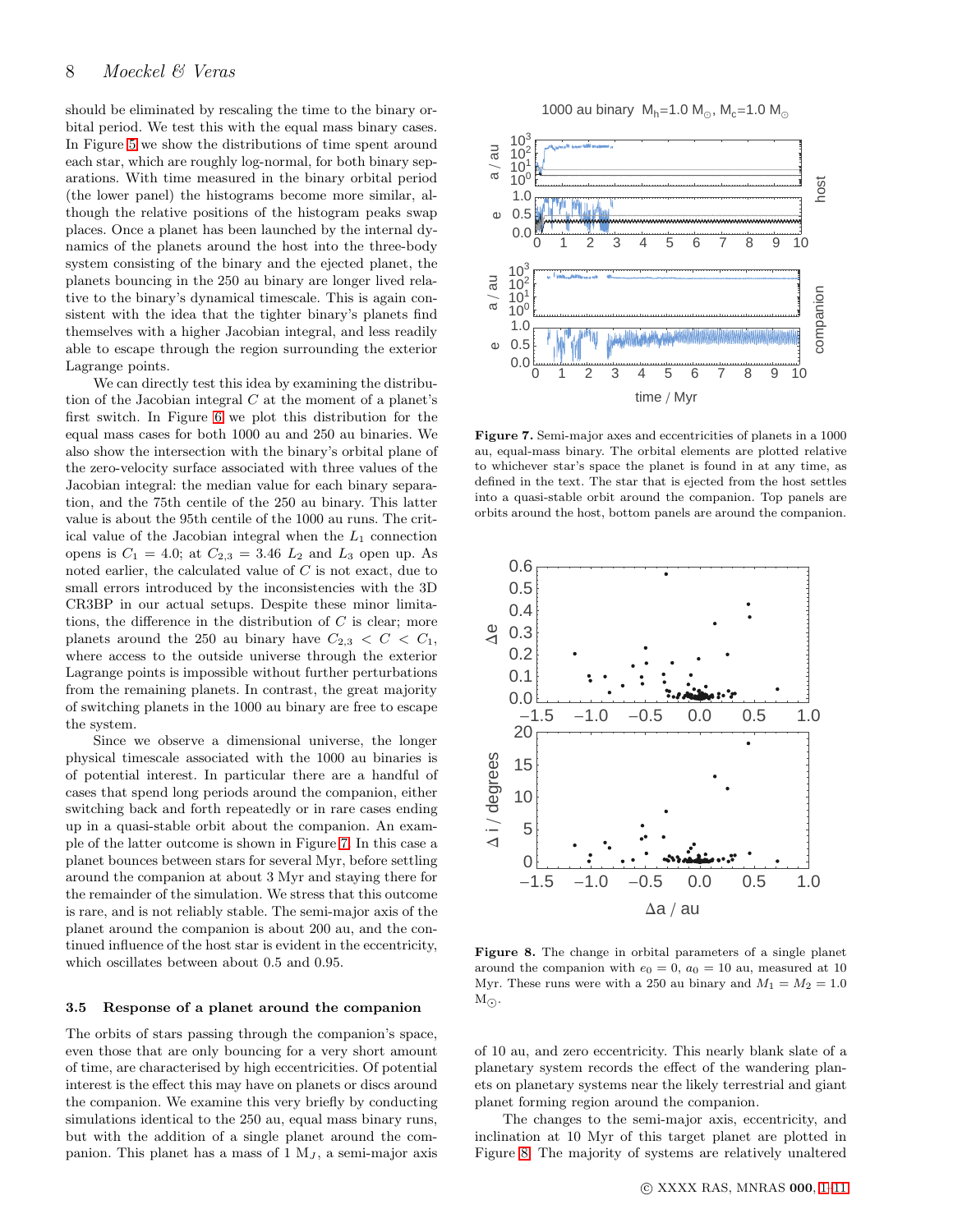should be eliminated by rescaling the time to the binary orbital period. We test this with the equal mass binary cases. In Figure 5 we show the distributions of time spent around each star, which are roughly log-normal, for both binary separations. With time measured in the binary orbital period (the lower panel) the histograms become more similar, although the relative positions of the histogram peaks swap places. Once a planet has been launched by the internal dynamics of the planets around the host into the three-body system consisting of the binary and the ejected planet, the planets bouncing in the 250 au binary are longer lived relative to the binary's dynamical timescale. This is again consistent with the idea that the tighter binary's planets find themselves with a higher Jacobian integral, and less readily able to escape through the region surrounding the exterior Lagrange points.

We can directly test this idea by examining the distribution of the Jacobian integral $C$ at the moment of a planet's first switch. In Figure 6 we plot this distribution for the equal mass cases for both 1000 au and 250 au binaries. We also show the intersection with the binary's orbital plane of the zero-velocity surface associated with three values of the Jacobian integral: the median value for each binary separation, and the 75th centile of the 250 au binary. This latter value is about the 95th centile of the 1000 au runs. The critical value of the Jacobian integral when the $L_1$ connection opens is $C_1 = 4.0$; at $C_{2,3} = 3.46$ $L_2$ and $L_3$ open up. As noted earlier, the calculated value of $C$ is not exact, due to small errors introduced by the inconsistencies with the 3D CR3BP in our actual setups. Despite these minor limitations, the difference in the distribution of $C$ is clear; more planets around the 250 au binary have $C_{2,3} < C < C_1$, where access to the outside universe through the exterior Lagrange points is impossible without further perturbations from the remaining planets. In contrast, the great majority of switching planets in the 1000 au binary are free to escape the system.

Since we observe a dimensional universe, the longer physical timescale associated with the 1000 au binaries is of potential interest. In particular there are a handful of cases that spend long periods around the companion, either switching back and forth repeatedly or in rare cases ending up in a quasi-stable orbit about the companion. An example of the latter outcome is shown in Figure 7. In this case a planet bounces between stars for several Myr, before settling around the companion at about 3 Myr and staying there for the remainder of the simulation. We stress that this outcome is rare, and is not reliably stable. The semi-major axis of the planet around the companion is about 200 au, and the continued influence of the host star is evident in the eccentricity, which oscillates between about 0.5 and 0.95.

Figure 7. Semi-major axes and eccentricities of planets in a 1000 au, equal-mass binary. The orbital elements are plotted relative to whichever star's space the planet is found in at any time, as defined in the text. The star that is ejected from the host settles into a quasi-stable orbit around the companion. Top panels are orbits around the host, bottom panels are around the companion.

Figure 8. The change in orbital parameters of a single planet around the companion with $e_0 = 0$, $a_0 = 10$ au, measured at 10 Myr. These runs were with a 250 au binary and $M_1 = M_2 = 1.0$ $M_\odot$.

### 3.5 Response of a planet around the companion

The orbits of stars passing through the companion's space, even those that are only bouncing for a very short amount of time, are characterised by high eccentricities. Of potential interest is the effect this may have on planets or discs around the companion. We examine this very briefly by conducting simulations identical to the 250 au, equal mass binary runs, but with the addition of a single planet around the companion. This planet has a mass of 1 $M_J$, a semi-major axis of 10 au, and zero eccentricity. This nearly blank slate of a planetary system records the effect of the wandering planets on planetary systems near the likely terrestrial and giant planet forming region around the companion.

The changes to the semi-major axis, eccentricity, and inclination at 10 Myr of this target planet are plotted in Figure 8. The majority of systems are relatively unaltered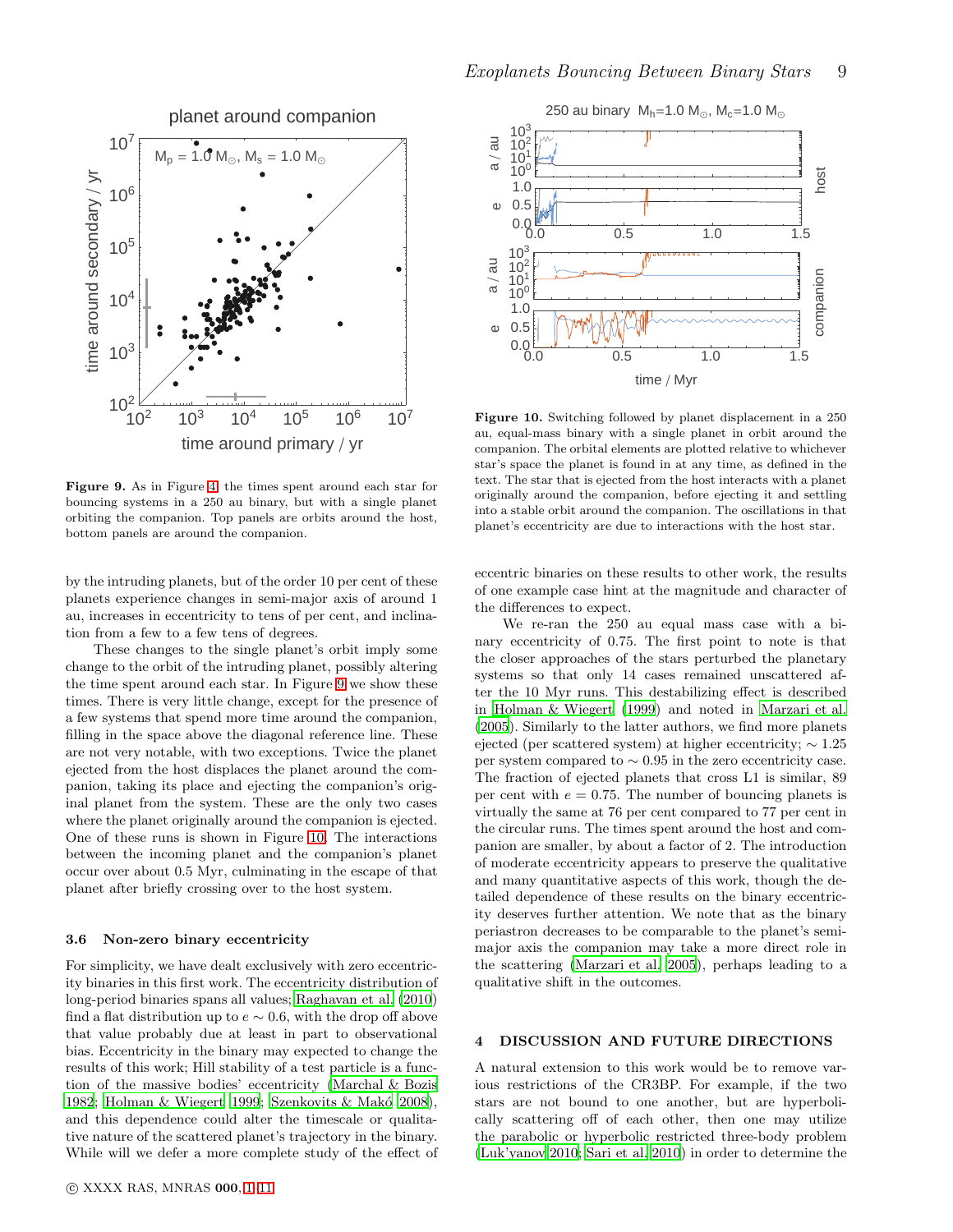**Figure 9.** As in Figure 4, the times spent around each star for bouncing systems in a 250 au binary, but with a single planet orbiting the companion. Top panels are orbits around the host, bottom panels are around the companion.

**Figure 10.** Switching followed by planet displacement in a 250 au, equal-mass binary with a single planet in orbit around the companion. The orbital elements are plotted relative to whichever star's space the planet is found in at any time, as defined in the text. The star that is ejected from the host interacts with a planet originally around the companion, before ejecting it and settling into a stable orbit around the companion. The oscillations in that planet's eccentricity are due to interactions with the host star.

by the intruding planets, but of the order 10 per cent of these planets experience changes in semi-major axis of around 1 au, increases in eccentricity to tens of per cent, and inclination from a few to a few tens of degrees.

These changes to the single planet's orbit imply some change to the orbit of the intruding planet, possibly altering the time spent around each star. In Figure 9 we show these times. There is very little change, except for the presence of a few systems that spend more time around the companion, filling in the space above the diagonal reference line. These are not very notable, with two exceptions. Twice the planet ejected from the host displaces the planet around the companion, taking its place and ejecting the companion's original planet from the system. These are the only two cases where the planet originally around the companion is ejected. One of these runs is shown in Figure 10. The interactions between the incoming planet and the companion's planet occur over about 0.5 Myr, culminating in the escape of that planet after briefly crossing over to the host system.

### 3.6 Non-zero binary eccentricity

For simplicity, we have dealt exclusively with zero eccentricity binaries in this first work. The eccentricity distribution of long-period binaries spans all values; Raghavan et al. (2010) find a flat distribution up to $e \sim 0.6$, with the drop off above that value probably due at least in part to observational bias. Eccentricity in the binary may expected to change the results of this work; Hill stability of a test particle is a function of the massive bodies' eccentricity (Marchal & Bozis 1982; Holman & Wiegert 1999; Szenkovits & Makó 2008), and this dependence could alter the timescale or qualitative nature of the scattered planet's trajectory in the binary. While will we defer a more complete study of the effect of eccentric binaries on these results to other work, the results of one example case hint at the magnitude and character of the differences to expect.

We re-ran the 250 au equal mass case with a binary eccentricity of 0.75. The first point to note is that the closer approaches of the stars perturbed the planetary systems so that only 14 cases remained unscattered after the 10 Myr runs. This destabilizing effect is described in Holman & Wiegert (1999) and noted in Marzari et al. (2005). Similarly to the latter authors, we find more planets ejected (per scattered system) at higher eccentricity; $\sim 1.25$ per system compared to $\sim 0.95$ in the zero eccentricity case. The fraction of ejected planets that cross L1 is similar, 89 per cent with $e = 0.75$. The number of bouncing planets is virtually the same at 76 per cent compared to 77 per cent in the circular runs. The times spent around the host and companion are smaller, by about a factor of 2. The introduction of moderate eccentricity appears to preserve the qualitative and many quantitative aspects of this work, though the detailed dependence of these results on the binary eccentricity deserves further attention. We note that as the binary periastron decreases to be comparable to the planet's semi-major axis the companion may take a more direct role in the scattering (Marzari et al. 2005), perhaps leading to a qualitative shift in the outcomes.

## 4 DISCUSSION AND FUTURE DIRECTIONS

A natural extension to this work would be to remove various restrictions of the CR3BP. For example, if the two stars are not bound to one another, but are hyperbolically scattering off of each other, then one may utilize the parabolic or hyperbolic restricted three-body problem (Luk'yanov 2010; Sari et al. 2010) in order to determine the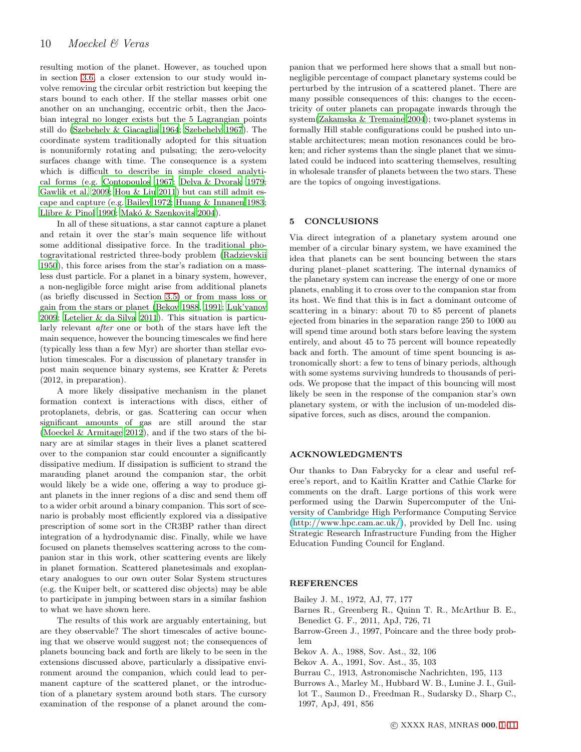resulting motion of the planet. However, as touched upon in section 3.6, a closer extension to our study would involve removing the circular orbit restriction but keeping the stars bound to each other. If the stellar masses orbit one another on an unchanging, eccentric orbit, then the Jacobian integral no longer exists but the 5 Lagrangian points still do (Szebehely & Giacaglia 1964; Szebehely 1967). The coordinate system traditionally adopted for this situation is nonuniformly rotating and pulsating; the zero-velocity surfaces change with time. The consequence is a system which is difficult to describe in simple closed analytical forms (e.g. Contopoulos 1967; Delva & Dvorak 1979; Gawlik et al. 2009; Hou & Liu 2011) but can still admit escape and capture (e.g. Bailey 1972; Huang & Innanen 1983; Llibre & Pinol 1990; Makó & Szenkovits 2004).

In all of these situations, a star cannot capture a planet and retain it over the star's main sequence life without some additional dissipative force. In the traditional photogravitational restricted three-body problem (Radzievskii 1950), this force arises from the star's radiation on a massless dust particle. For a planet in a binary system, however, a non-negligible force might arise from additional planets (as briefly discussed in Section 3.5) or from mass loss or gain from the stars or planet (Bekov 1988, 1991; Luk'yanov 2009; Letelier & da Silva 2011). This situation is particularly relevant *after* one or both of the stars have left the main sequence, however the bouncing timescales we find here (typically less than a few Myr) are shorter than stellar evolution timescales. For a discussion of planetary transfer in post main sequence binary systems, see Kratter & Perets (2012, in preparation).

A more likely dissipative mechanism in the planet formation context is interactions with discs, either of protoplanets, debris, or gas. Scattering can occur when significant amounts of gas are still around the star (Moeckel & Armitage 2012), and if the two stars of the binary are at similar stages in their lives a planet scattered over to the companion star could encounter a significantly dissipative medium. If dissipation is sufficient to strand the marauding planet around the companion star, the orbit would likely be a wide one, offering a way to produce giant planets in the inner regions of a disc and send them off to a wider orbit around a binary companion. This sort of scenario is probably most efficiently explored via a dissipative prescription of some sort in the CR3BP rather than direct integration of a hydrodynamic disc. Finally, while we have focused on planets themselves scattering across to the companion star in this work, other scattering events are likely in planet formation. Scattered planetesimals and exoplanetary analogues to our own outer Solar System structures (e.g. the Kuiper belt, or scattered disc objects) may be able to participate in jumping between stars in a similar fashion to what we have shown here.

The results of this work are arguably entertaining, but are they observable? The short timescales of active bouncing that we observe would suggest not; the consequences of planets bouncing back and forth are likely to be seen in the extensions discussed above, particularly a dissipative environment around the companion, which could lead to permanent capture of the scattered planet, or the introduction of a planetary system around both stars. The cursory examination of the response of a planet around the companion that we performed here shows that a small but non-negligible percentage of compact planetary systems could be perturbed by the intrusion of a scattered planet. There are many possible consequences of this: changes to the eccentricity of outer planets can propagate inwards through the system(Zakamska & Tremaine 2004); two-planet systems in formally Hill stable configurations could be pushed into unstable architectures; mean motion resonances could be broken; and richer systems than the single planet that we simulated could be induced into scattering themselves, resulting in wholesale transfer of planets between the two stars. These are the topics of ongoing investigations.

## 5 CONCLUSIONS

Via direct integration of a planetary system around one member of a circular binary system, we have examined the idea that planets can be sent bouncing between the stars during planet–planet scattering. The internal dynamics of the planetary system can increase the energy of one or more planets, enabling it to cross over to the companion star from its host. We find that this is in fact a dominant outcome of scattering in a binary: about 70 to 85 percent of planets ejected from binaries in the separation range 250 to 1000 au will spend time around both stars before leaving the system entirely, and about 45 to 75 percent will bounce repeatedly back and forth. The amount of time spent bouncing is astronomically short: a few to tens of binary periods, although with some systems surviving hundreds to thousands of periods. We propose that the impact of this bouncing will most likely be seen in the response of the companion star's own planetary system, or with the inclusion of un-modeled dissipative forces, such as discs, around the companion.

## ACKNOWLEDGMENTS

Our thanks to Dan Fabrycky for a clear and useful referee's report, and to Kaitlin Kratter and Cathie Clarke for comments on the draft. Large portions of this work were performed using the Darwin Supercomputer of the University of Cambridge High Performance Computing Service (http://www.hpc.cam.ac.uk/), provided by Dell Inc. using Strategic Research Infrastructure Funding from the Higher Education Funding Council for England.

## REFERENCES

Bailey J. M., 1972, AJ, 77, 177

Barnes R., Greenberg R., Quinn T. R., McArthur B. E., Benedict G. F., 2011, ApJ, 726, 71

Barrow-Green J., 1997, Poincare and the three body problem

Bekov A. A., 1988, Sov. Ast., 32, 106

Bekov A. A., 1991, Sov. Ast., 35, 103

Burrau C., 1913, Astronomische Nachrichten, 195, 113

Burrows A., Marley M., Hubbard W. B., Lunine J. I., Guillot T., Saumon D., Freedman R., Sudarsky D., Sharp C., 1997, ApJ, 491, 856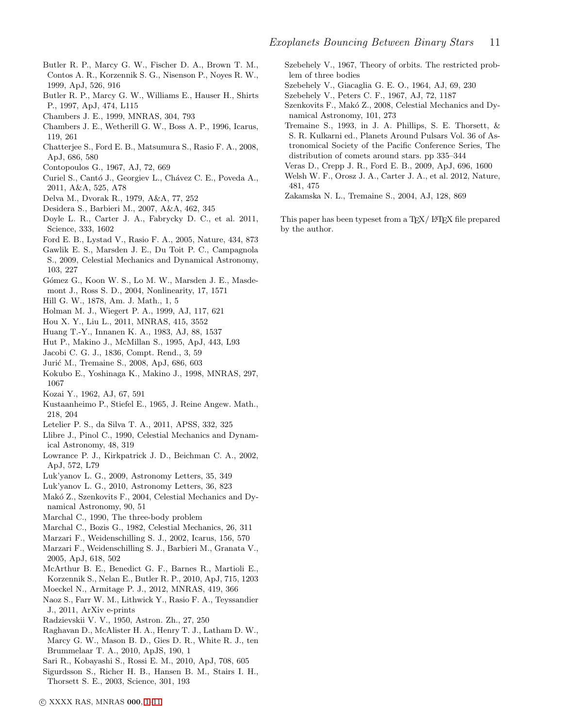Butler R. P., Marcy G. W., Fischer D. A., Brown T. M., Contos A. R., Korzennik S. G., Nisenson P., Noyes R. W., 1999, ApJ, 526, 916

Butler R. P., Marcy G. W., Williams E., Hauser H., Shirts P., 1997, ApJ, 474, L115

Chambers J. E., 1999, MNRAS, 304, 793

Chambers J. E., Wetherill G. W., Boss A. P., 1996, Icarus, 119, 261

Chatterjee S., Ford E. B., Matsumura S., Rasio F. A., 2008, ApJ, 686, 580

Contopoulos G., 1967, AJ, 72, 669

Curiel S., Cantó J., Georgiev L., Chávez C. E., Poveda A., 2011, A&A, 525, A78

Delva M., Dvorak R., 1979, A&A, 77, 252

Desidera S., Barbieri M., 2007, A&A, 462, 345

Doyle L. R., Carter J. A., Fabrycky D. C., et al. 2011, Science, 333, 1602

Ford E. B., Lystad V., Rasio F. A., 2005, Nature, 434, 873

Gawlik E. S., Marsden J. E., Du Toit P. C., Campagnola S., 2009, Celestial Mechanics and Dynamical Astronomy, 103, 227

Gómez G., Koon W. S., Lo M. W., Marsden J. E., Masdemont J., Ross S. D., 2004, Nonlinearity, 17, 1571

Hill G. W., 1878, Am. J. Math., 1, 5

Holman M. J., Wiegert P. A., 1999, AJ, 117, 621

Hou X. Y., Liu L., 2011, MNRAS, 415, 3552

Huang T.-Y., Innanen K. A., 1983, AJ, 88, 1537

Hut P., Makino J., McMillan S., 1995, ApJ, 443, L93

Jacobi C. G. J., 1836, Compt. Rend., 3, 59

Jurić M., Tremaine S., 2008, ApJ, 686, 603

Kokubo E., Yoshinaga K., Makino J., 1998, MNRAS, 297, 1067

Kozai Y., 1962, AJ, 67, 591

Kustaanheimo P., Stiefel E., 1965, J. Reine Angew. Math., 218, 204

Letelier P. S., da Silva T. A., 2011, APSS, 332, 325

Llibre J., Pinol C., 1990, Celestial Mechanics and Dynamical Astronomy, 48, 319

Lowrance P. J., Kirkpatrick J. D., Beichman C. A., 2002, ApJ, 572, L79

Luk'yanov L. G., 2009, Astronomy Letters, 35, 349

Luk'yanov L. G., 2010, Astronomy Letters, 36, 823

Makó Z., Szenkovits F., 2004, Celestial Mechanics and Dynamical Astronomy, 90, 51

Marchal C., 1990, The three-body problem

Marchal C., Bozis G., 1982, Celestial Mechanics, 26, 311

Marzari F., Weidenschilling S. J., 2002, Icarus, 156, 570

Marzari F., Weidenschilling S. J., Barbieri M., Granata V., 2005, ApJ, 618, 502

McArthur B. E., Benedict G. F., Barnes R., Martioli E., Korzennik S., Nelan E., Butler R. P., 2010, ApJ, 715, 1203

Moeckel N., Armitage P. J., 2012, MNRAS, 419, 366

Naoz S., Farr W. M., Lithwick Y., Rasio F. A., Teyssandier J., 2011, ArXiv e-prints

Radzievskii V. V., 1950, Astron. Zh., 27, 250

Raghavan D., McAlister H. A., Henry T. J., Latham D. W., Marcy G. W., Mason B. D., Gies D. R., White R. J., ten Brummelaar T. A., 2010, ApJS, 190, 1

Sari R., Kobayashi S., Rossi E. M., 2010, ApJ, 708, 605

Sigurdsson S., Richer H. B., Hansen B. M., Stairs I. H., Thorsett S. E., 2003, Science, 301, 193

Szebehely V., 1967, Theory of orbits. The restricted problem of three bodies

Szebehely V., Giacaglia G. E. O., 1964, AJ, 69, 230

Szebehely V., Peters C. F., 1967, AJ, 72, 1187

Szenkovits F., Makó Z., 2008, Celestial Mechanics and Dynamical Astronomy, 101, 273

Tremaine S., 1993, in J. A. Phillips, S. E. Thorsett, & S. R. Kulkarni ed., Planets Around Pulsars Vol. 36 of Astronomical Society of the Pacific Conference Series, The distribution of comets around stars. pp 335–344

Veras D., Crepp J. R., Ford E. B., 2009, ApJ, 696, 1600

Welsh W. F., Orosz J. A., Carter J. A., et al. 2012, Nature, 481, 475

Zakamska N. L., Tremaine S., 2004, AJ, 128, 869

This paper has been typeset from a TEX/ LATEX file prepared by the author.